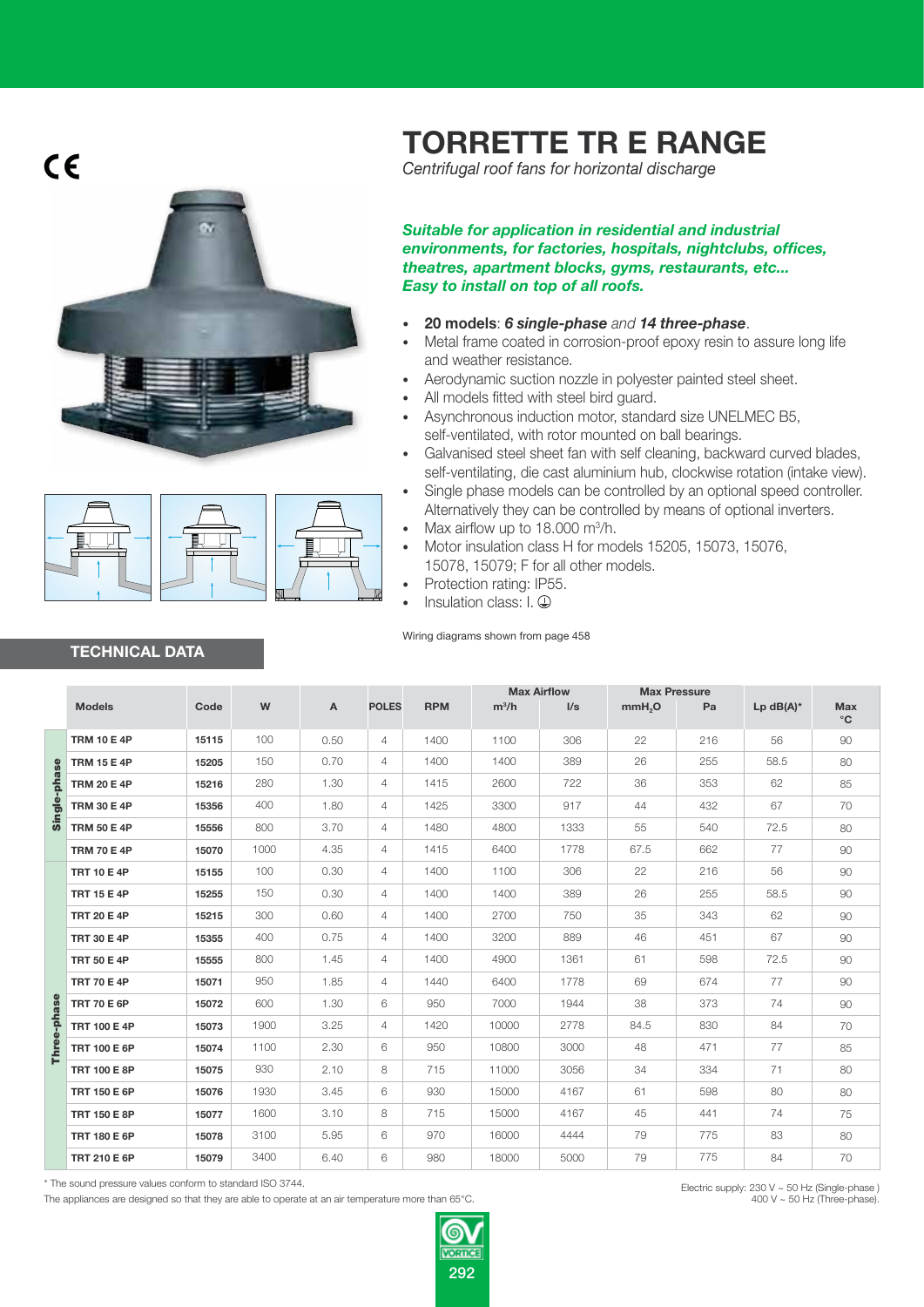# TORRETTE TR E RANGE

*Centrifugal roof fans for horizontal discharge*

***Suitable for application in residential and industrial environments, for factories, hospitals, nightclubs, offices, theatres, apartment blocks, gyms, restaurants, etc...***
***Easy to install on top of all roofs.***

- **20 models**: ***6 single-phase*** *and* ***14 three-phase***.
- Metal frame coated in corrosion-proof epoxy resin to assure long life and weather resistance.
- Aerodynamic suction nozzle in polyester painted steel sheet.
- All models fitted with steel bird guard.
- Asynchronous induction motor, standard size UNELMEC B5, self-ventilated, with rotor mounted on ball bearings.
- Galvanised steel sheet fan with self cleaning, backward curved blades, self-ventilating, die cast aluminium hub, clockwise rotation (intake view).
- Single phase models can be controlled by an optional speed controller. Alternatively they can be controlled by means of optional inverters.
- Max airflow up to 18.000 m³/h.
- Motor insulation class H for models 15205, 15073, 15076, 15078, 15079; F for all other models.
- Protection rating: IP55.
- Insulation class: I. ⏚

Wiring diagrams shown from page 458

## TECHNICAL DATA

| | Models | Code | W | A | POLES | RPM | Max Airflow | | Max Pressure | | Lp dB(A)* | Max °C |
|---|---|---|---|---|---|---|---|---|---|---|---|---|
| | | | | | | | m³/h | l/s | mmH₂O | Pa | | |
| Single-phase | TRM 10 E 4P | 15115 | 100 | 0.50 | 4 | 1400 | 1100 | 306 | 22 | 216 | 56 | 90 |
| Single-phase | TRM 15 E 4P | 15205 | 150 | 0.70 | 4 | 1400 | 1400 | 389 | 26 | 255 | 58.5 | 80 |
| Single-phase | TRM 20 E 4P | 15216 | 280 | 1.30 | 4 | 1415 | 2600 | 722 | 36 | 353 | 62 | 85 |
| Single-phase | TRM 30 E 4P | 15356 | 400 | 1.80 | 4 | 1425 | 3300 | 917 | 44 | 432 | 67 | 70 |
| Single-phase | TRM 50 E 4P | 15556 | 800 | 3.70 | 4 | 1480 | 4800 | 1333 | 55 | 540 | 72.5 | 80 |
| Single-phase | TRM 70 E 4P | 15070 | 1000 | 4.35 | 4 | 1415 | 6400 | 1778 | 67.5 | 662 | 77 | 90 |
| Three-phase | TRT 10 E 4P | 15155 | 100 | 0.30 | 4 | 1400 | 1100 | 306 | 22 | 216 | 56 | 90 |
| Three-phase | TRT 15 E 4P | 15255 | 150 | 0.30 | 4 | 1400 | 1400 | 389 | 26 | 255 | 58.5 | 90 |
| Three-phase | TRT 20 E 4P | 15215 | 300 | 0.60 | 4 | 1400 | 2700 | 750 | 35 | 343 | 62 | 90 |
| Three-phase | TRT 30 E 4P | 15355 | 400 | 0.75 | 4 | 1400 | 3200 | 889 | 46 | 451 | 67 | 90 |
| Three-phase | TRT 50 E 4P | 15555 | 800 | 1.45 | 4 | 1400 | 4900 | 1361 | 61 | 598 | 72.5 | 90 |
| Three-phase | TRT 70 E 4P | 15071 | 950 | 1.85 | 4 | 1440 | 6400 | 1778 | 69 | 674 | 77 | 90 |
| Three-phase | TRT 70 E 6P | 15072 | 600 | 1.30 | 6 | 950 | 7000 | 1944 | 38 | 373 | 74 | 90 |
| Three-phase | TRT 100 E 4P | 15073 | 1900 | 3.25 | 4 | 1420 | 10000 | 2778 | 84.5 | 830 | 84 | 70 |
| Three-phase | TRT 100 E 6P | 15074 | 1100 | 2.30 | 6 | 950 | 10800 | 3000 | 48 | 471 | 77 | 85 |
| Three-phase | TRT 100 E 8P | 15075 | 930 | 2.10 | 8 | 715 | 11000 | 3056 | 34 | 334 | 71 | 80 |
| Three-phase | TRT 150 E 6P | 15076 | 1930 | 3.45 | 6 | 930 | 15000 | 4167 | 61 | 598 | 80 | 80 |
| Three-phase | TRT 150 E 8P | 15077 | 1600 | 3.10 | 8 | 715 | 15000 | 4167 | 45 | 441 | 74 | 75 |
| Three-phase | TRT 180 E 6P | 15078 | 3100 | 5.95 | 6 | 970 | 16000 | 4444 | 79 | 775 | 83 | 80 |
| Three-phase | TRT 210 E 6P | 15079 | 3400 | 6.40 | 6 | 980 | 18000 | 5000 | 79 | 775 | 84 | 70 |

\* The sound pressure values conform to standard ISO 3744.

The appliances are designed so that they are able to operate at an air temperature more than 65°C.

Electric supply: 230 V ~ 50 Hz (Single-phase)
400 V ~ 50 Hz (Three-phase).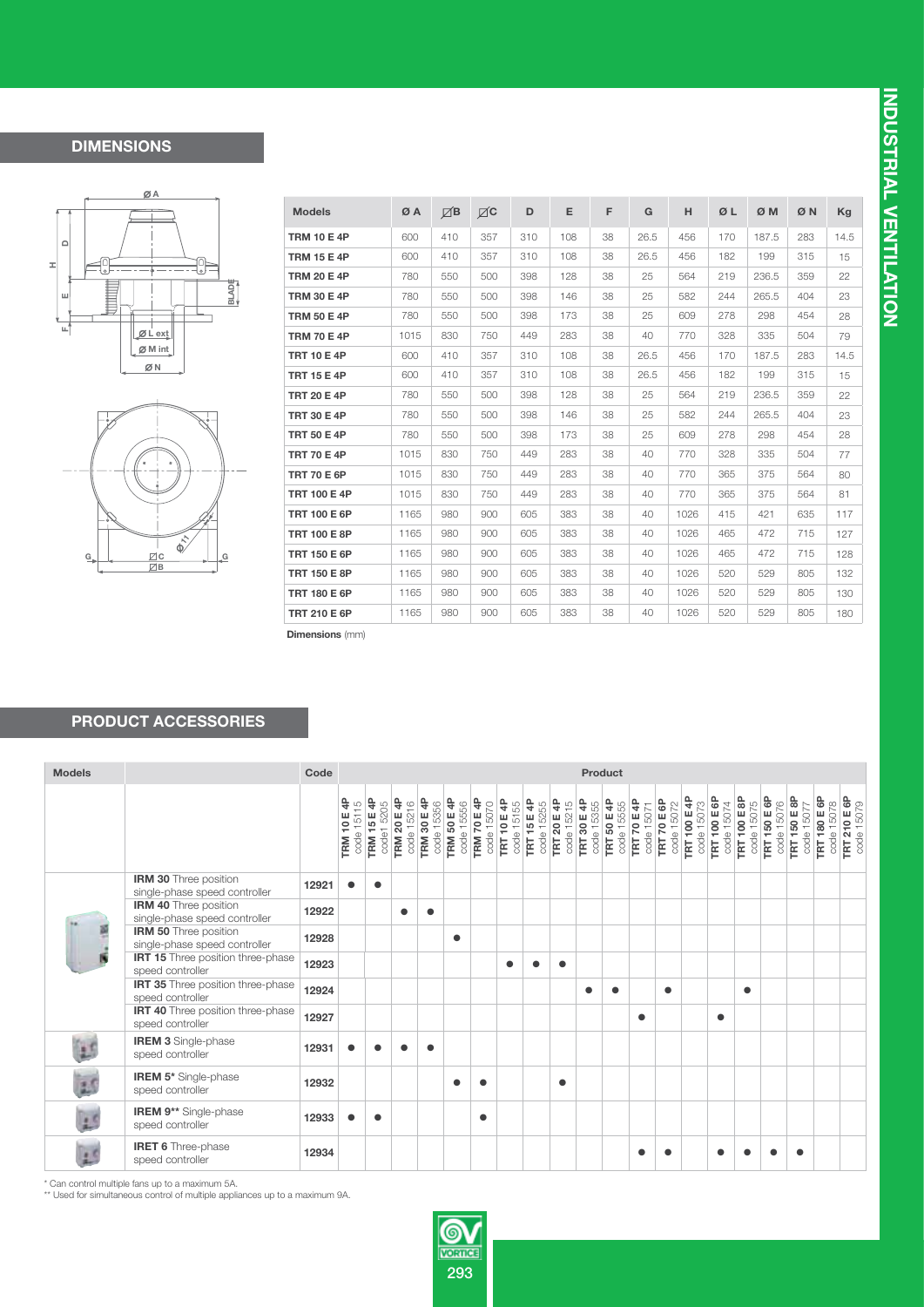## DIMENSIONS

| Models | Ø A | ⌀B | ⌀C | D | E | F | G | H | Ø L | Ø M | Ø N | Kg |
|---|---|---|---|---|---|---|---|---|---|---|---|---|
| **TRM 10 E 4P** | 600 | 410 | 357 | 310 | 108 | 38 | 26.5 | 456 | 170 | 187.5 | 283 | 14.5 |
| **TRM 15 E 4P** | 600 | 410 | 357 | 310 | 108 | 38 | 26.5 | 456 | 182 | 199 | 315 | 15 |
| **TRM 20 E 4P** | 780 | 550 | 500 | 398 | 128 | 38 | 25 | 564 | 219 | 236.5 | 359 | 22 |
| **TRM 30 E 4P** | 780 | 550 | 500 | 398 | 146 | 38 | 25 | 582 | 244 | 265.5 | 404 | 23 |
| **TRM 50 E 4P** | 780 | 550 | 500 | 398 | 173 | 38 | 25 | 609 | 278 | 298 | 454 | 28 |
| **TRM 70 E 4P** | 1015 | 830 | 750 | 449 | 283 | 38 | 40 | 770 | 328 | 335 | 504 | 79 |
| **TRT 10 E 4P** | 600 | 410 | 357 | 310 | 108 | 38 | 26.5 | 456 | 170 | 187.5 | 283 | 14.5 |
| **TRT 15 E 4P** | 600 | 410 | 357 | 310 | 108 | 38 | 26.5 | 456 | 182 | 199 | 315 | 15 |
| **TRT 20 E 4P** | 780 | 550 | 500 | 398 | 128 | 38 | 25 | 564 | 219 | 236.5 | 359 | 22 |
| **TRT 30 E 4P** | 780 | 550 | 500 | 398 | 146 | 38 | 25 | 582 | 244 | 265.5 | 404 | 23 |
| **TRT 50 E 4P** | 780 | 550 | 500 | 398 | 173 | 38 | 25 | 609 | 278 | 298 | 454 | 28 |
| **TRT 70 E 4P** | 1015 | 830 | 750 | 449 | 283 | 38 | 40 | 770 | 328 | 335 | 504 | 77 |
| **TRT 70 E 6P** | 1015 | 830 | 750 | 449 | 283 | 38 | 40 | 770 | 365 | 375 | 564 | 80 |
| **TRT 100 E 4P** | 1015 | 830 | 750 | 449 | 283 | 38 | 40 | 770 | 365 | 375 | 564 | 81 |
| **TRT 100 E 6P** | 1165 | 980 | 900 | 605 | 383 | 38 | 40 | 1026 | 415 | 421 | 635 | 117 |
| **TRT 100 E 8P** | 1165 | 980 | 900 | 605 | 383 | 38 | 40 | 1026 | 465 | 472 | 715 | 127 |
| **TRT 150 E 6P** | 1165 | 980 | 900 | 605 | 383 | 38 | 40 | 1026 | 465 | 472 | 715 | 128 |
| **TRT 150 E 8P** | 1165 | 980 | 900 | 605 | 383 | 38 | 40 | 1026 | 520 | 529 | 805 | 132 |
| **TRT 180 E 6P** | 1165 | 980 | 900 | 605 | 383 | 38 | 40 | 1026 | 520 | 529 | 805 | 130 |
| **TRT 210 E 6P** | 1165 | 980 | 900 | 605 | 383 | 38 | 40 | 1026 | 520 | 529 | 805 | 180 |

**Dimensions** (mm)

## PRODUCT ACCESSORIES

| Models | | Code | Product | | | | | | | | | | | | | | | | | | | |
|---|---|---|---|---|---|---|---|---|---|---|---|---|---|---|---|---|---|---|---|---|---|---|
| | | | **TRM 10 E 4P** code 15115 | **TRM 15 E 4P** code1 5205 | **TRM 20 E 4P** code 15216 | **TRM 30 E 4P** code 15356 | **TRM 50 E 4P** code 15556 | **TRM 70 E 4P** code 15070 | **TRT 10 E 4P** code 15155 | **TRT 15 E 4P** code 15255 | **TRT 20 E 4P** code 15215 | **TRT 30 E 4P** code 15355 | **TRT 50 E 4P** code 15555 | **TRT 70 E 4P** code 15071 | **TRT 70 E 6P** code 15072 | **TRT 100 E 4P** code 15073 | **TRT 100 E 6P** code 15074 | **TRT 100 E 8P** code 15075 | **TRT 150 E 6P** code 15076 | **TRT 150 E 8P** code 15077 | **TRT 180 E 6P** code 15078 | **TRT 210 E 6P** code 15079 |
| | **IRM 30** Three position single-phase speed controller | 12921 | ● | ● | | | | | | | | | | | | | | | | | | |
| | **IRM 40** Three position single-phase speed controller | 12922 | | | ● | ● | | | | | | | | | | | | | | | | |
| | **IRM 50** Three position single-phase speed controller | 12928 | | | | | ● | | | | | | | | | | | | | | | |
| | **IRT 15** Three position three-phase speed controller | 12923 | | | | | | | ● | ● | ● | | | | | | | | | | | |
| | **IRT 35** Three position three-phase speed controller | 12924 | | | | | | | | | | ● | ● | | ● | | | ● | | | | |
| | **IRT 40** Three position three-phase speed controller | 12927 | | | | | | | | | | | | ● | | | ● | | | | | |
| | **IREM 3** Single-phase speed controller | 12931 | ● | ● | ● | ● | | | | | | | | | | | | | | | | |
| | **IREM 5*** Single-phase speed controller | 12932 | | | | | ● | ● | | | ● | | | | | | | | | | | |
| | **IREM 9**** Single-phase speed controller | 12933 | ● | ● | | | | ● | | | | | | | | | | | | | | |
| | **IRET 6** Three-phase speed controller | 12934 | | | | | | | | | | | | ● | ● | | ● | ● | ● | ● | | |

* Can control multiple fans up to a maximum 5A.
** Used for simultaneous control of multiple appliances up to a maximum 9A.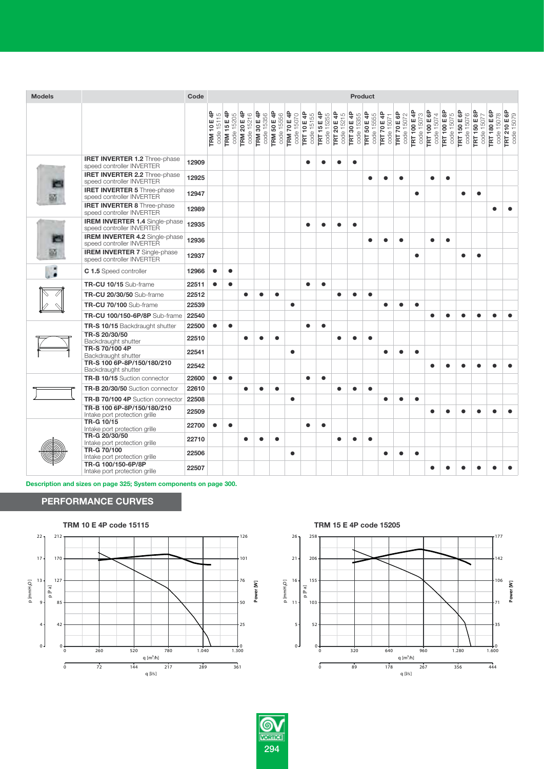| Models | Code | TRM 10 E 4P code 15115 | TRM 15 E 4P code 15205 | TRM 20 E 4P code 15216 | TRM 30 E 4P code 15356 | TRM 50 E 4P code 15556 | TRM 70 E 4P code 15070 | TRT 10 E 4P code 15155 | TRT 15 E 4P code 15255 | TRT 20 E 4P code 15215 | TRT 30 E 4P code 15355 | TRT 50 E 4P code 15555 | TRT 70 E 4P code 15071 | TRT 70 E 6P code 15072 | TRT 100 E 4P code 15073 | TRT 100 E 6P code 15074 | TRT 100 E 8P code 15075 | TRT 150 E 6P code 15076 | TRT 150 E 8P code 15077 | TRT 180 E 6P code 15078 | TRT 210 E 6P code 15079 |
|---|---|---|---|---|---|---|---|---|---|---|---|---|---|---|---|---|---|---|---|---|---|
| **IRET INVERTER 1.2** Three-phase speed controller INVERTER | 12909 | | | | | | | ● | ● | ● | ● | | | | | | | | | | |
| **IRET INVERTER 2.2** Three-phase speed controller INVERTER | 12925 | | | | | | | | | | | ● | ● | ● | | ● | ● | | | | |
| **IRET INVERTER 5** Three-phase speed controller INVERTER | 12947 | | | | | | | | | | | | | | ● | | | ● | ● | | |
| **IRET INVERTER 8** Three-phase speed controller INVERTER | 12989 | | | | | | | | | | | | | | | | | | | ● | ● |
| **IREM INVERTER 1.4** Single-phase speed controller INVERTER | 12935 | | | | | | | ● | ● | ● | ● | | | | | | | | | | |
| **IREM INVERTER 4.2** Single-phase speed controller INVERTER | 12936 | | | | | | | | | | | ● | ● | ● | | ● | ● | | | | |
| **IREM INVERTER 7** Single-phase speed controller INVERTER | 12937 | | | | | | | | | | | | | | ● | | | ● | ● | | |
| **C 1.5** Speed controller | 12966 | ● | ● | | | | | | | | | | | | | | | | | | |
| **TR-CU 10/15** Sub-frame | 22511 | ● | ● | | | | | ● | ● | | | | | | | | | | | | |
| **TR-CU 20/30/50** Sub-frame | 22512 | | | ● | ● | ● | | | | ● | ● | ● | | | | | | | | | |
| **TR-CU 70/100** Sub-frame | 22539 | | | | | | ● | | | | | | ● | ● | ● | | | | | | |
| **TR-CU 100/150-6P/8P** Sub-frame | 22540 | | | | | | | | | | | | | | | ● | ● | ● | ● | ● | ● |
| **TR-S 10/15** Backdraught shutter | 22500 | ● | ● | | | | | ● | ● | | | | | | | | | | | | |
| **TR-S 20/30/50** Backdraught shutter | 22510 | | | ● | ● | ● | | | | ● | ● | ● | | | | | | | | | |
| **TR-S 70/100 4P** Backdraught shutter | 22541 | | | | | | ● | | | | | | ● | ● | ● | | | | | | |
| **TR-S 100 6P-8P/150/180/210** Backdraught shutter | 22542 | | | | | | | | | | | | | | | ● | ● | ● | ● | ● | ● |
| **TR-B 10/15** Suction connector | 22600 | ● | ● | | | | | ● | ● | | | | | | | | | | | | |
| **TR-B 20/30/50** Suction connector | 22610 | | | ● | ● | ● | | | | ● | ● | ● | | | | | | | | | |
| **TR-B 70/100 4P** Suction connector | 22508 | | | | | | ● | | | | | | ● | ● | ● | | | | | | |
| **TR-B 100 6P-8P/150/180/210** Intake port protection grille | 22509 | | | | | | | | | | | | | | | ● | ● | ● | ● | ● | ● |
| **TR-G 10/15** Intake port protection grille | 22700 | ● | ● | | | | | ● | ● | | | | | | | | | | | | |
| **TR-G 20/30/50** Intake port protection grille | 22710 | | | ● | ● | ● | | | | ● | ● | ● | | | | | | | | | |
| **TR-G 70/100** Intake port protection grille | 22506 | | | | | | ● | | | | | | ● | ● | ● | | | | | | |
| **TR-G 100/150-6P/8P** Intake port protection grille | 22507 | | | | | | | | | | | | | | | ● | ● | ● | ● | ● | ● |

**Description and sizes on page 325; System components on page 300.**

## PERFORMANCE CURVES

**TRM 10 E 4P code 15115**

**TRM 15 E 4P code 15205**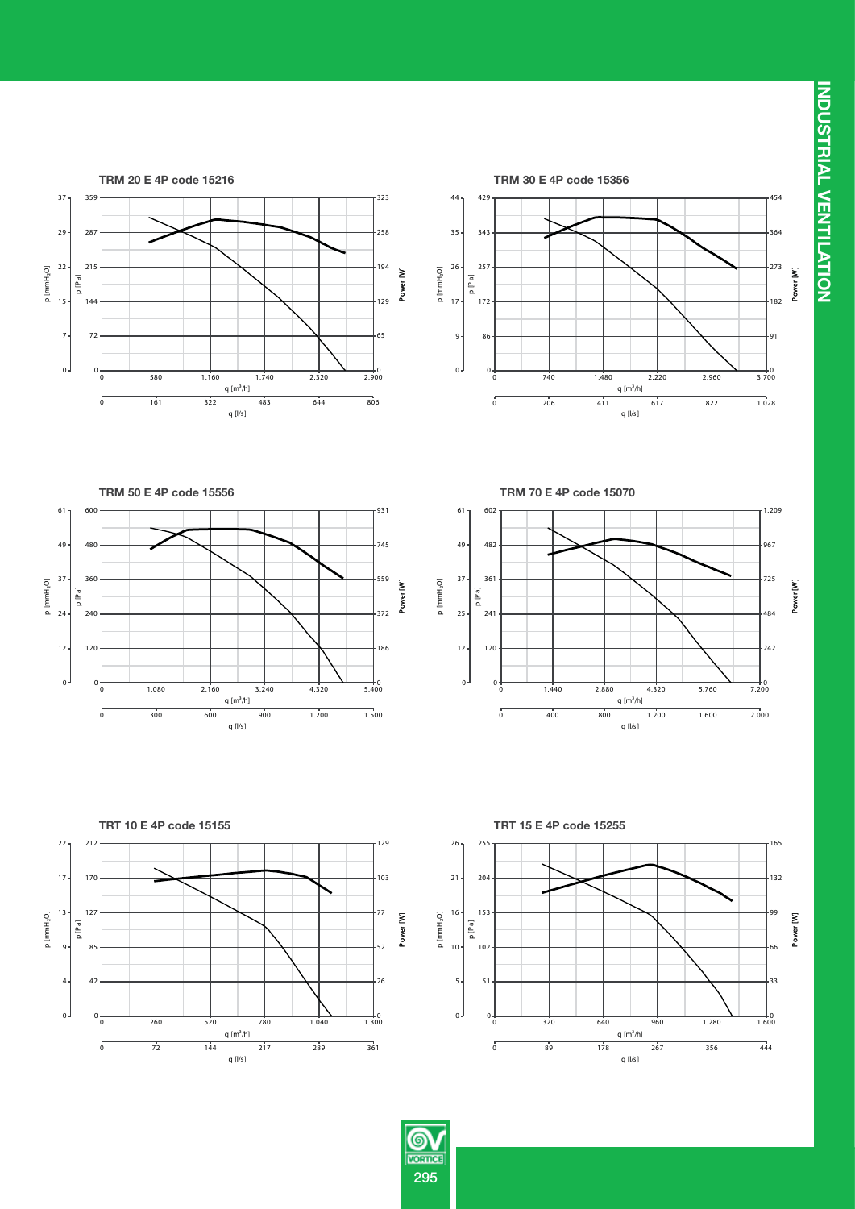INDUSTRIAL VENTILATION

### TRM 20 E 4P code 15216

p [mmH$_2$O]: 0, 7, 15, 22, 29, 37
p [Pa]: 0, 72, 144, 215, 287, 359
Power [W]: 0, 65, 129, 194, 258, 323
q [m$^3$/h]: 0, 580, 1.160, 1.740, 2.320, 2.900
q [l/s]: 0, 161, 322, 483, 644, 806

### TRM 30 E 4P code 15356

p [mmH$_2$O]: 0, 9, 17, 26, 35, 44
p [Pa]: 0, 86, 172, 257, 343, 429
Power [W]: 0, 91, 182, 273, 364, 454
q [m$^3$/h]: 0, 740, 1.480, 2.220, 2.960, 3.700
q [l/s]: 0, 206, 411, 617, 822, 1.028

### TRM 50 E 4P code 15556

p [mmH$_2$O]: 0, 12, 24, 37, 49, 61
p [Pa]: 0, 120, 240, 360, 480, 600
Power [W]: 0, 186, 372, 559, 745, 931
q [m$^3$/h]: 0, 1.080, 2.160, 3.240, 4.320, 5.400
q [l/s]: 0, 300, 600, 900, 1.200, 1.500

### TRM 70 E 4P code 15070

p [mmH$_2$O]: 0, 12, 25, 37, 49, 61
p [Pa]: 0, 120, 241, 361, 482, 602
Power [W]: 0, 242, 484, 725, 967, 1.209
q [m$^3$/h]: 0, 1.440, 2.880, 4.320, 5.760, 7.200
q [l/s]: 0, 400, 800, 1.200, 1.600, 2.000

### TRT 10 E 4P code 15155

p [mmH$_2$O]: 0, 4, 9, 13, 17, 22
p [Pa]: 0, 42, 85, 127, 170, 212
Power [W]: 0, 26, 52, 77, 103, 129
q [m$^3$/h]: 0, 260, 520, 780, 1.040, 1.300
q [l/s]: 0, 72, 144, 217, 289, 361

### TRT 15 E 4P code 15255

p [mmH$_2$O]: 0, 5, 10, 16, 21, 26
p [Pa]: 0, 51, 102, 153, 204, 255
Power [W]: 0, 33, 66, 99, 132, 165
q [m$^3$/h]: 0, 320, 640, 960, 1.280, 1.600
q [l/s]: 0, 89, 178, 267, 356, 444

VORTICE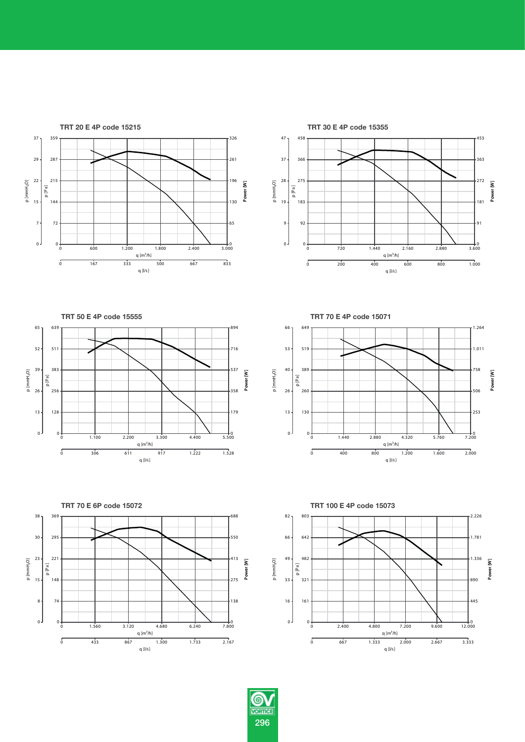### TRT 20 E 4P code 15215

p [mmH$_2$O]: 0, 7, 15, 22, 29, 37
p [Pa]: 0, 72, 144, 215, 287, 359
Power [W]: 0, 65, 130, 196, 261, 326
q [m³/h]: 0, 600, 1.200, 1.800, 2.400, 3.000
q [l/s]: 0, 167, 333, 500, 667, 833

### TRT 30 E 4P code 15355

p [mmH$_2$O]: 0, 9, 19, 28, 37, 47
p [Pa]: 0, 92, 183, 275, 366, 458
Power [W]: 0, 91, 181, 272, 363, 453
q [m³/h]: 0, 720, 1.440, 2.160, 2.880, 3.600
q [l/s]: 0, 200, 400, 600, 800, 1.000

### TRT 50 E 4P code 15555

p [mmH$_2$O]: 0, 13, 26, 39, 52, 65
p [Pa]: 0, 128, 256, 383, 511, 639
Power [W]: 0, 179, 358, 537, 716, 894
q [m³/h]: 0, 1.100, 2.200, 3.300, 4.400, 5.500
q [l/s]: 0, 306, 611, 917, 1.222, 1.528

### TRT 70 E 4P code 15071

p [mmH$_2$O]: 0, 13, 26, 40, 53, 66
p [Pa]: 0, 130, 260, 389, 519, 649
Power [W]: 0, 253, 506, 758, 1.011, 1.264
q [m³/h]: 0, 1.440, 2.880, 4.320, 5.760, 7.200
q [l/s]: 0, 400, 800, 1.200, 1.600, 2.000

### TRT 70 E 6P code 15072

p [mmH$_2$O]: 0, 8, 15, 23, 30, 38
p [Pa]: 0, 74, 148, 221, 295, 369
Power [W]: 0, 138, 275, 413, 550, 688
q [m³/h]: 0, 1.560, 3.120, 4.680, 6.240, 7.800
q [l/s]: 0, 433, 867, 1.300, 1.733, 2.167

### TRT 100 E 4P code 15073

p [mmH$_2$O]: 0, 16, 33, 49, 66, 82
p [Pa]: 0, 161, 321, 482, 642, 803
Power [W]: 0, 445, 890, 1.336, 1.781, 2.226
q [m³/h]: 0, 2.400, 4.800, 7.200, 9.600, 12.000
q [l/s]: 0, 667, 1.333, 2.000, 2.667, 3.333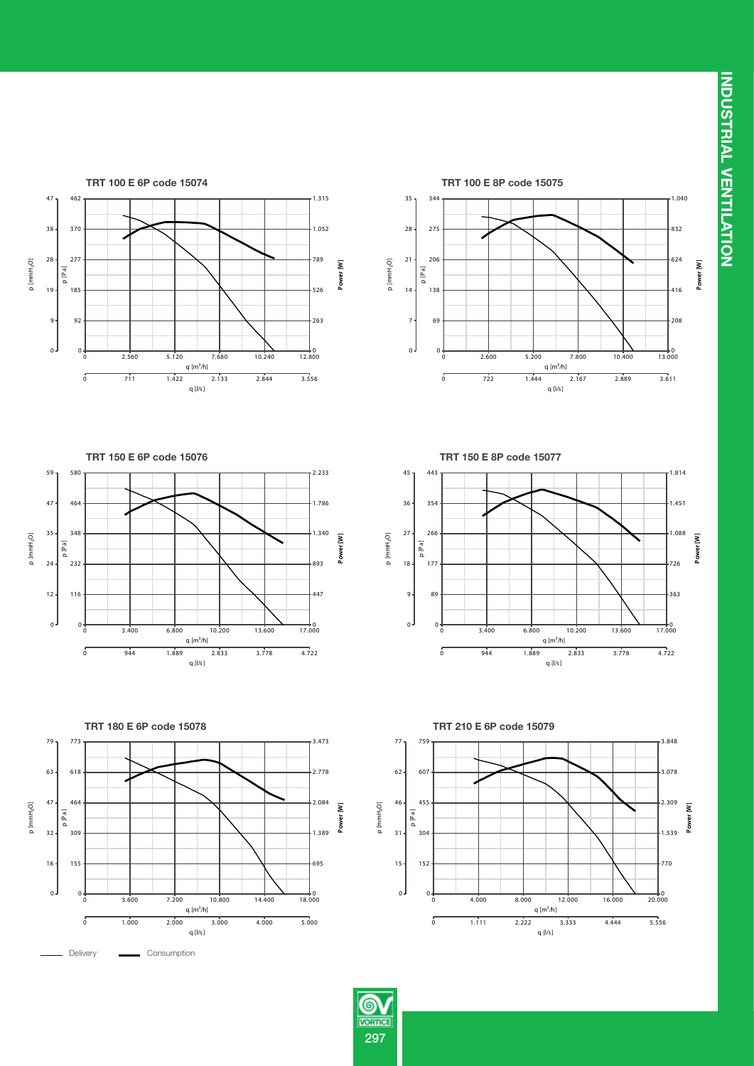INDUSTRIAL VENTILATION

### TRT 100 E 6P code 15074

p [mmH$_2$O]: 47, 38, 28, 19, 9, 0
p [Pa]: 462, 370, 277, 185, 92, 0
Power [W]: 1.315, 1.052, 789, 526, 263, 0
q [m$^3$/h]: 0, 2.560, 5.120, 7.680, 10.240, 12.800
q [l/s]: 0, 711, 1.422, 2.133, 2.844, 3.556

### TRT 100 E 8P code 15075

p [mmH$_2$O]: 35, 28, 21, 14, 7, 0
p [Pa]: 344, 275, 206, 138, 69, 0
Power [W]: 1.040, 832, 624, 416, 208, 0
q [m$^3$/h]: 0, 2.600, 5.200, 7.800, 10.400, 13.000
q [l/s]: 0, 722, 1.444, 2.167, 2.889, 3.611

### TRT 150 E 6P code 15076

p [mmH$_2$O]: 59, 47, 35, 24, 12, 0
p [Pa]: 580, 464, 348, 232, 116, 0
Power [W]: 2.233, 1.786, 1.340, 893, 447, 0
q [m$^3$/h]: 0, 3.400, 6.800, 10.200, 13.600, 17.000
q [l/s]: 0, 944, 1.889, 2.833, 3.778, 4.722

### TRT 150 E 8P code 15077

p [mmH$_2$O]: 45, 36, 27, 18, 9, 0
p [Pa]: 443, 354, 266, 177, 89, 0
Power [W]: 1.814, 1.451, 1.088, 726, 363, 0
q [m$^3$/h]: 0, 3.400, 6.800, 10.200, 13.600, 17.000
q [l/s]: 0, 944, 1.889, 2.833, 3.778, 4.722

### TRT 180 E 6P code 15078

p [mmH$_2$O]: 79, 63, 47, 32, 16, 0
p [Pa]: 773, 618, 464, 309, 155, 0
Power [W]: 3.473, 2.778, 2.084, 1.389, 695, 0
q [m$^3$/h]: 0, 3.600, 7.200, 10.800, 14.400, 18.000
q [l/s]: 0, 1.000, 2.000, 3.000, 4.000, 5.000

### TRT 210 E 6P code 15079

p [mmH$_2$O]: 77, 62, 46, 31, 15, 0
p [Pa]: 759, 607, 455, 304, 152, 0
Power [W]: 3.848, 3.078, 2.309, 1.539, 770, 0
q [m$^3$/h]: 0, 4.000, 8.000, 12.000, 16.000, 20.000
q [l/s]: 0, 1.111, 2.222, 3.333, 4.444, 5.556

Delivery — Consumption